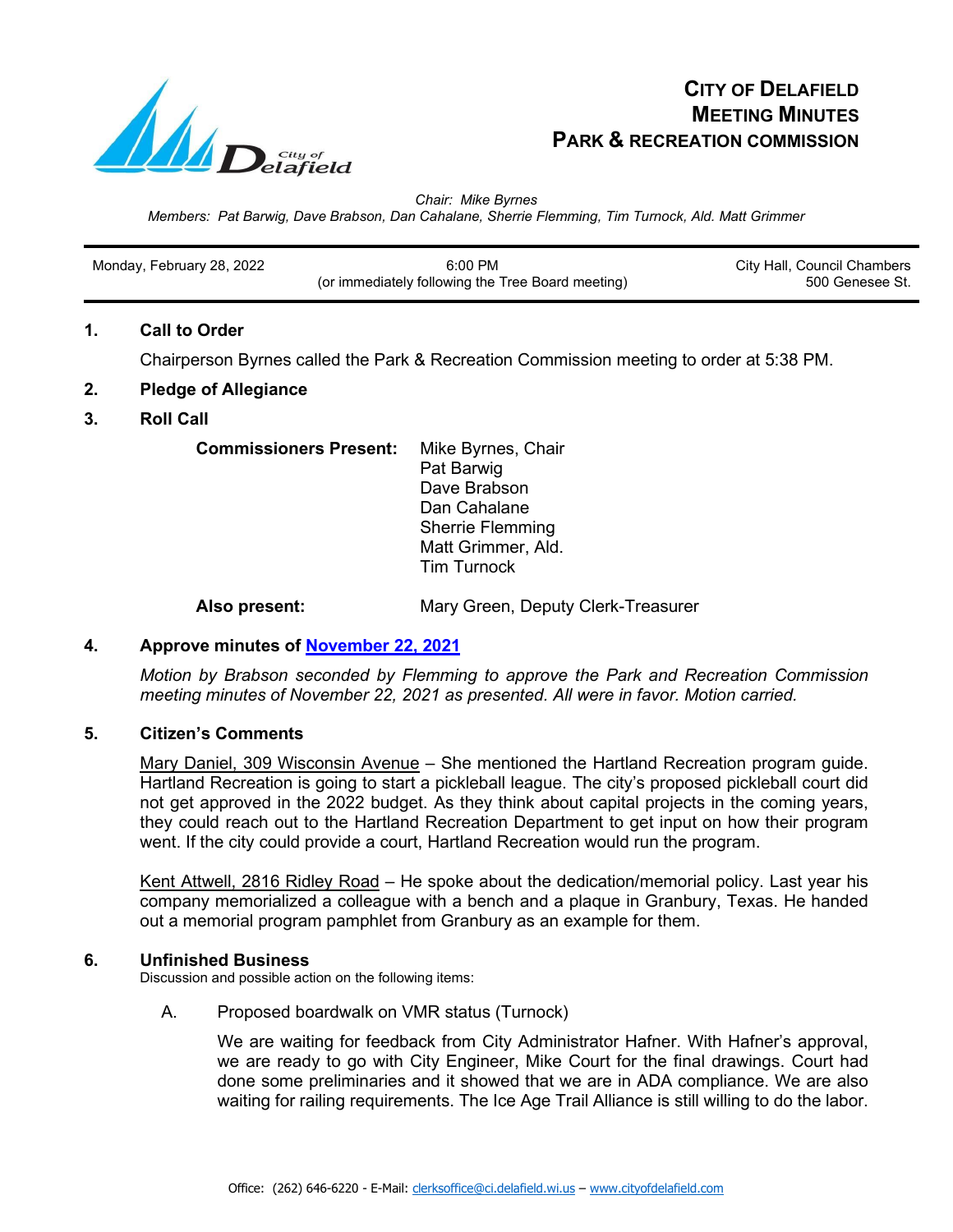# CITY OF DELAFIELD
# MEETING MINUTES
# PARK & RECREATION COMMISSION

*Chair: Mike Byrnes*
*Members: Pat Barwig, Dave Brabson, Dan Cahalane, Sherrie Flemming, Tim Turnock, Ald. Matt Grimmer*

| Monday, February 28, 2022 | 6:00 PM (or immediately following the Tree Board meeting) | City Hall, Council Chambers 500 Genesee St. |
|---|---|---|

## 1. Call to Order

Chairperson Byrnes called the Park & Recreation Commission meeting to order at 5:38 PM.

## 2. Pledge of Allegiance

## 3. Roll Call

**Commissioners Present:**
Mike Byrnes, Chair
Pat Barwig
Dave Brabson
Dan Cahalane
Sherrie Flemming
Matt Grimmer, Ald.
Tim Turnock

**Also present:** Mary Green, Deputy Clerk-Treasurer

## 4. Approve minutes of November 22, 2021

*Motion by Brabson seconded by Flemming to approve the Park and Recreation Commission meeting minutes of November 22, 2021 as presented. All were in favor. Motion carried.*

## 5. Citizen's Comments

Mary Daniel, 309 Wisconsin Avenue – She mentioned the Hartland Recreation program guide. Hartland Recreation is going to start a pickleball league. The city's proposed pickleball court did not get approved in the 2022 budget. As they think about capital projects in the coming years, they could reach out to the Hartland Recreation Department to get input on how their program went. If the city could provide a court, Hartland Recreation would run the program.

Kent Attwell, 2816 Ridley Road – He spoke about the dedication/memorial policy. Last year his company memorialized a colleague with a bench and a plaque in Granbury, Texas. He handed out a memorial program pamphlet from Granbury as an example for them.

## 6. Unfinished Business

Discussion and possible action on the following items:

A. Proposed boardwalk on VMR status (Turnock)

We are waiting for feedback from City Administrator Hafner. With Hafner's approval, we are ready to go with City Engineer, Mike Court for the final drawings. Court had done some preliminaries and it showed that we are in ADA compliance. We are also waiting for railing requirements. The Ice Age Trail Alliance is still willing to do the labor.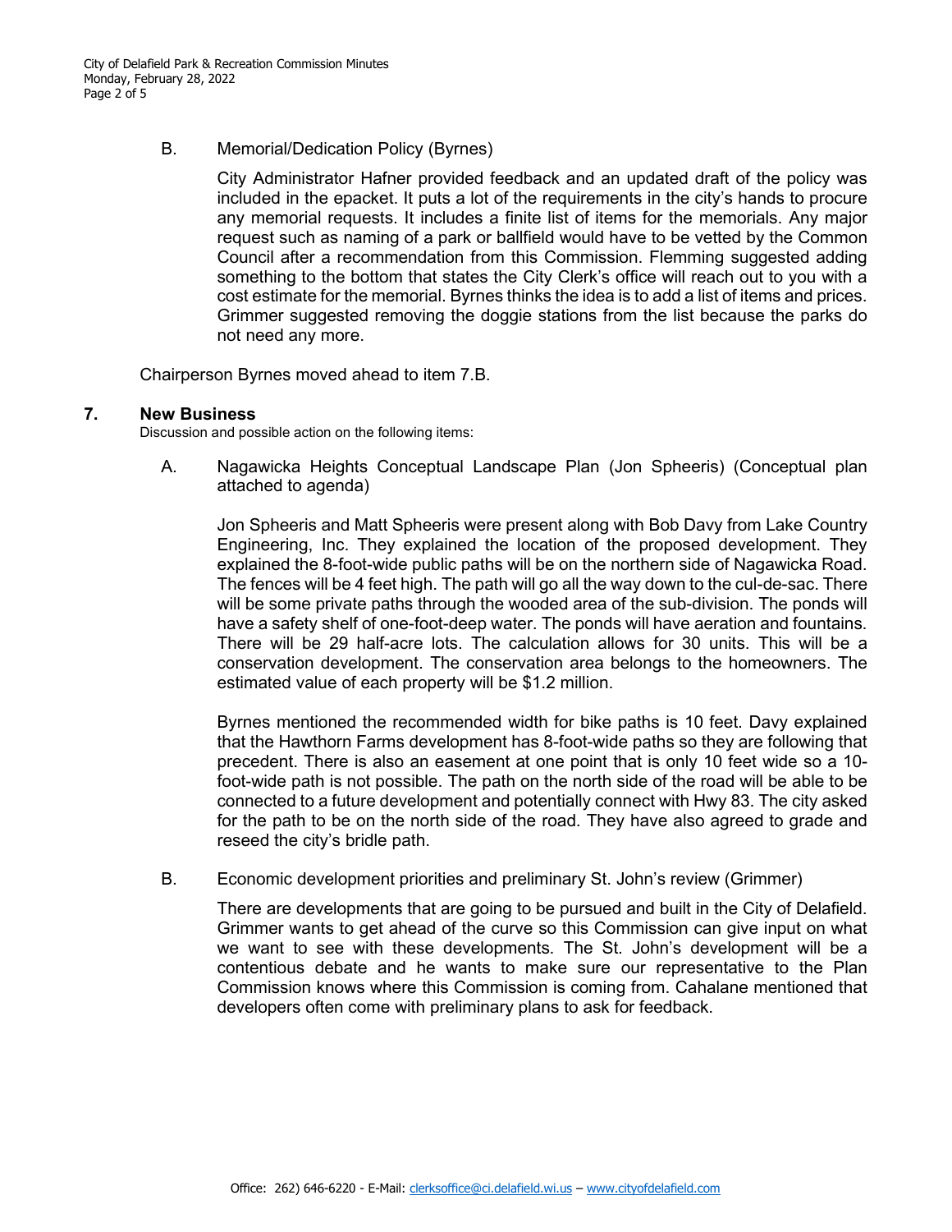B. Memorial/Dedication Policy (Byrnes)

City Administrator Hafner provided feedback and an updated draft of the policy was included in the epacket. It puts a lot of the requirements in the city's hands to procure any memorial requests. It includes a finite list of items for the memorials. Any major request such as naming of a park or ballfield would have to be vetted by the Common Council after a recommendation from this Commission. Flemming suggested adding something to the bottom that states the City Clerk's office will reach out to you with a cost estimate for the memorial. Byrnes thinks the idea is to add a list of items and prices. Grimmer suggested removing the doggie stations from the list because the parks do not need any more.

Chairperson Byrnes moved ahead to item 7.B.

## 7. New Business

Discussion and possible action on the following items:

A. Nagawicka Heights Conceptual Landscape Plan (Jon Spheeris) (Conceptual plan attached to agenda)

Jon Spheeris and Matt Spheeris were present along with Bob Davy from Lake Country Engineering, Inc. They explained the location of the proposed development. They explained the 8-foot-wide public paths will be on the northern side of Nagawicka Road. The fences will be 4 feet high. The path will go all the way down to the cul-de-sac. There will be some private paths through the wooded area of the sub-division. The ponds will have a safety shelf of one-foot-deep water. The ponds will have aeration and fountains. There will be 29 half-acre lots. The calculation allows for 30 units. This will be a conservation development. The conservation area belongs to the homeowners. The estimated value of each property will be $1.2 million.

Byrnes mentioned the recommended width for bike paths is 10 feet. Davy explained that the Hawthorn Farms development has 8-foot-wide paths so they are following that precedent. There is also an easement at one point that is only 10 feet wide so a 10-foot-wide path is not possible. The path on the north side of the road will be able to be connected to a future development and potentially connect with Hwy 83. The city asked for the path to be on the north side of the road. They have also agreed to grade and reseed the city's bridle path.

B. Economic development priorities and preliminary St. John's review (Grimmer)

There are developments that are going to be pursued and built in the City of Delafield. Grimmer wants to get ahead of the curve so this Commission can give input on what we want to see with these developments. The St. John's development will be a contentious debate and he wants to make sure our representative to the Plan Commission knows where this Commission is coming from. Cahalane mentioned that developers often come with preliminary plans to ask for feedback.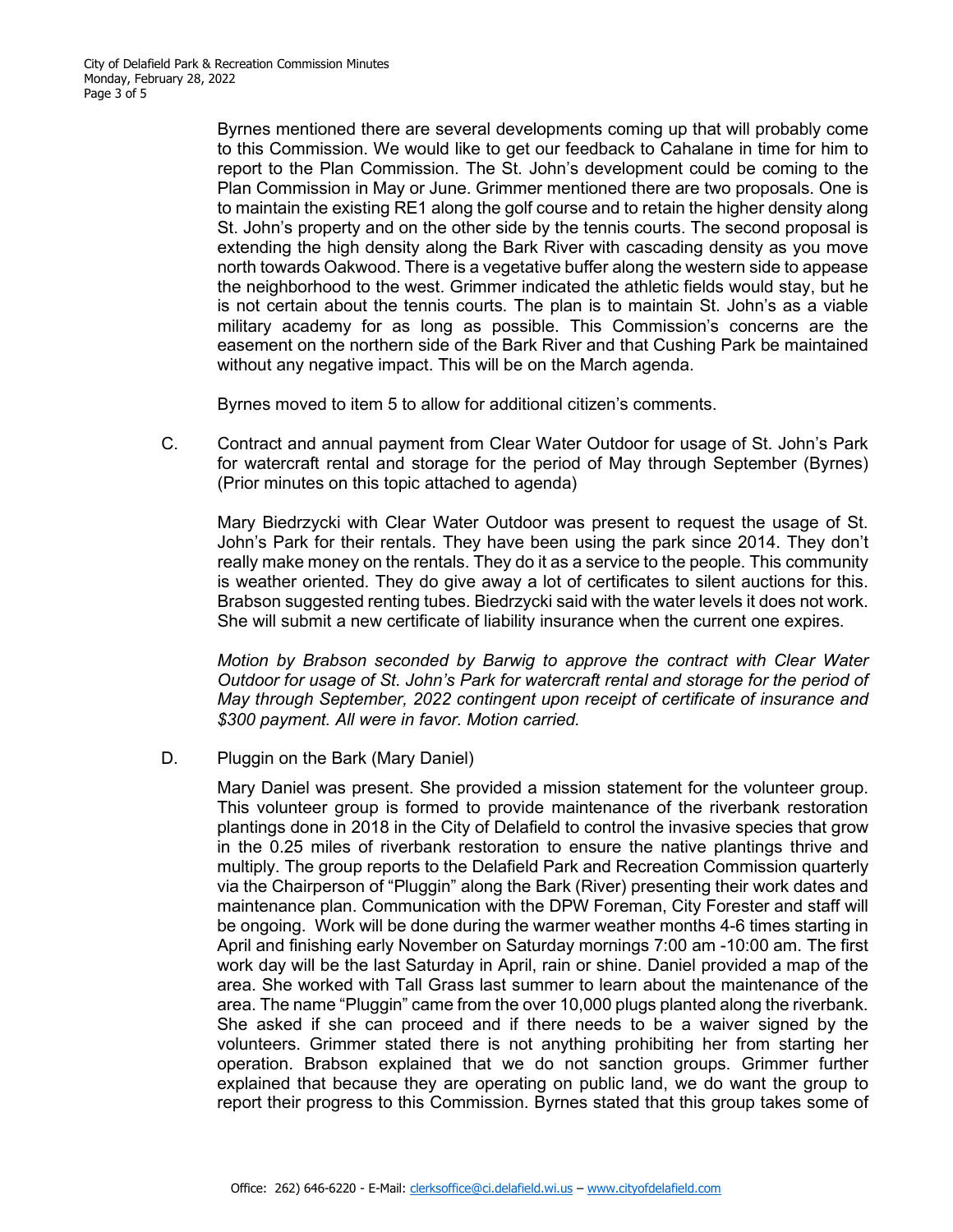Byrnes mentioned there are several developments coming up that will probably come to this Commission. We would like to get our feedback to Cahalane in time for him to report to the Plan Commission. The St. John's development could be coming to the Plan Commission in May or June. Grimmer mentioned there are two proposals. One is to maintain the existing RE1 along the golf course and to retain the higher density along St. John's property and on the other side by the tennis courts. The second proposal is extending the high density along the Bark River with cascading density as you move north towards Oakwood. There is a vegetative buffer along the western side to appease the neighborhood to the west. Grimmer indicated the athletic fields would stay, but he is not certain about the tennis courts. The plan is to maintain St. John's as a viable military academy for as long as possible. This Commission's concerns are the easement on the northern side of the Bark River and that Cushing Park be maintained without any negative impact. This will be on the March agenda.

Byrnes moved to item 5 to allow for additional citizen's comments.

C. Contract and annual payment from Clear Water Outdoor for usage of St. John's Park for watercraft rental and storage for the period of May through September (Byrnes) (Prior minutes on this topic attached to agenda)

Mary Biedrzycki with Clear Water Outdoor was present to request the usage of St. John's Park for their rentals. They have been using the park since 2014. They don't really make money on the rentals. They do it as a service to the people. This community is weather oriented. They do give away a lot of certificates to silent auctions for this. Brabson suggested renting tubes. Biedrzycki said with the water levels it does not work. She will submit a new certificate of liability insurance when the current one expires.

*Motion by Brabson seconded by Barwig to approve the contract with Clear Water Outdoor for usage of St. John's Park for watercraft rental and storage for the period of May through September, 2022 contingent upon receipt of certificate of insurance and $300 payment. All were in favor. Motion carried.*

D. Pluggin on the Bark (Mary Daniel)

Mary Daniel was present. She provided a mission statement for the volunteer group. This volunteer group is formed to provide maintenance of the riverbank restoration plantings done in 2018 in the City of Delafield to control the invasive species that grow in the 0.25 miles of riverbank restoration to ensure the native plantings thrive and multiply. The group reports to the Delafield Park and Recreation Commission quarterly via the Chairperson of "Pluggin" along the Bark (River) presenting their work dates and maintenance plan. Communication with the DPW Foreman, City Forester and staff will be ongoing. Work will be done during the warmer weather months 4-6 times starting in April and finishing early November on Saturday mornings 7:00 am -10:00 am. The first work day will be the last Saturday in April, rain or shine. Daniel provided a map of the area. She worked with Tall Grass last summer to learn about the maintenance of the area. The name "Pluggin" came from the over 10,000 plugs planted along the riverbank. She asked if she can proceed and if there needs to be a waiver signed by the volunteers. Grimmer stated there is not anything prohibiting her from starting her operation. Brabson explained that we do not sanction groups. Grimmer further explained that because they are operating on public land, we do want the group to report their progress to this Commission. Byrnes stated that this group takes some of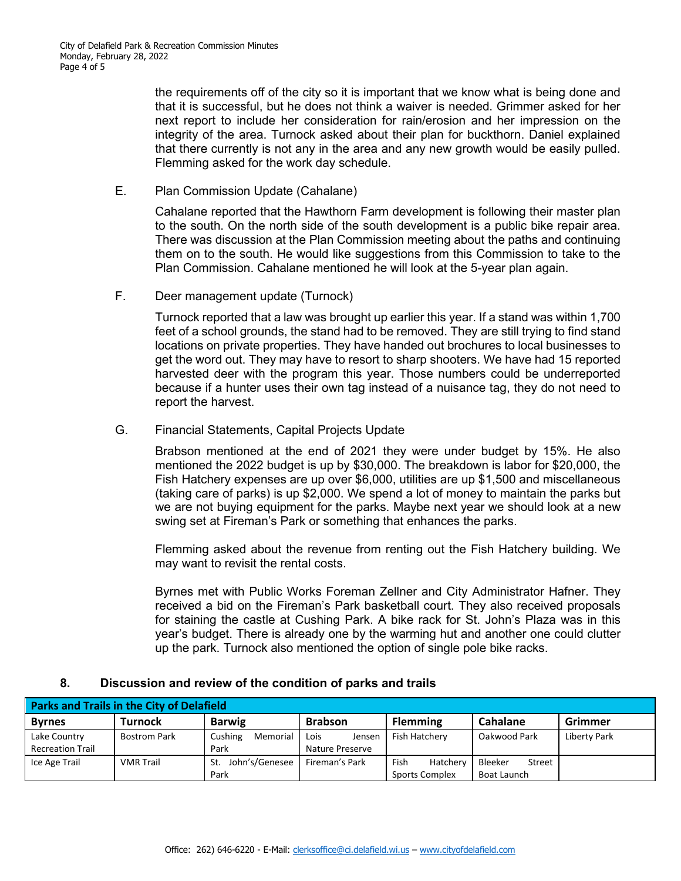the requirements off of the city so it is important that we know what is being done and that it is successful, but he does not think a waiver is needed. Grimmer asked for her next report to include her consideration for rain/erosion and her impression on the integrity of the area. Turnock asked about their plan for buckthorn. Daniel explained that there currently is not any in the area and any new growth would be easily pulled. Flemming asked for the work day schedule.

E. Plan Commission Update (Cahalane)

Cahalane reported that the Hawthorn Farm development is following their master plan to the south. On the north side of the south development is a public bike repair area. There was discussion at the Plan Commission meeting about the paths and continuing them on to the south. He would like suggestions from this Commission to take to the Plan Commission. Cahalane mentioned he will look at the 5-year plan again.

F. Deer management update (Turnock)

Turnock reported that a law was brought up earlier this year. If a stand was within 1,700 feet of a school grounds, the stand had to be removed. They are still trying to find stand locations on private properties. They have handed out brochures to local businesses to get the word out. They may have to resort to sharp shooters. We have had 15 reported harvested deer with the program this year. Those numbers could be underreported because if a hunter uses their own tag instead of a nuisance tag, they do not need to report the harvest.

G. Financial Statements, Capital Projects Update

Brabson mentioned at the end of 2021 they were under budget by 15%. He also mentioned the 2022 budget is up by $30,000. The breakdown is labor for $20,000, the Fish Hatchery expenses are up over $6,000, utilities are up $1,500 and miscellaneous (taking care of parks) is up $2,000. We spend a lot of money to maintain the parks but we are not buying equipment for the parks. Maybe next year we should look at a new swing set at Fireman's Park or something that enhances the parks.

Flemming asked about the revenue from renting out the Fish Hatchery building. We may want to revisit the rental costs.

Byrnes met with Public Works Foreman Zellner and City Administrator Hafner. They received a bid on the Fireman's Park basketball court. They also received proposals for staining the castle at Cushing Park. A bike rack for St. John's Plaza was in this year's budget. There is already one by the warming hut and another one could clutter up the park. Turnock also mentioned the option of single pole bike racks.

## 8. Discussion and review of the condition of parks and trails

| Parks and Trails in the City of Delafield | | | | | | |
|---|---|---|---|---|---|---|
| **Byrnes** | **Turnock** | **Barwig** | **Brabson** | **Flemming** | **Cahalane** | **Grimmer** |
| Lake Country Recreation Trail | Bostrom Park | Cushing Memorial Park | Lois Jensen Nature Preserve | Fish Hatchery | Oakwood Park | Liberty Park |
| Ice Age Trail | VMR Trail | St. John's/Genesee Park | Fireman's Park | Fish Hatchery Sports Complex | Bleeker Street Boat Launch | |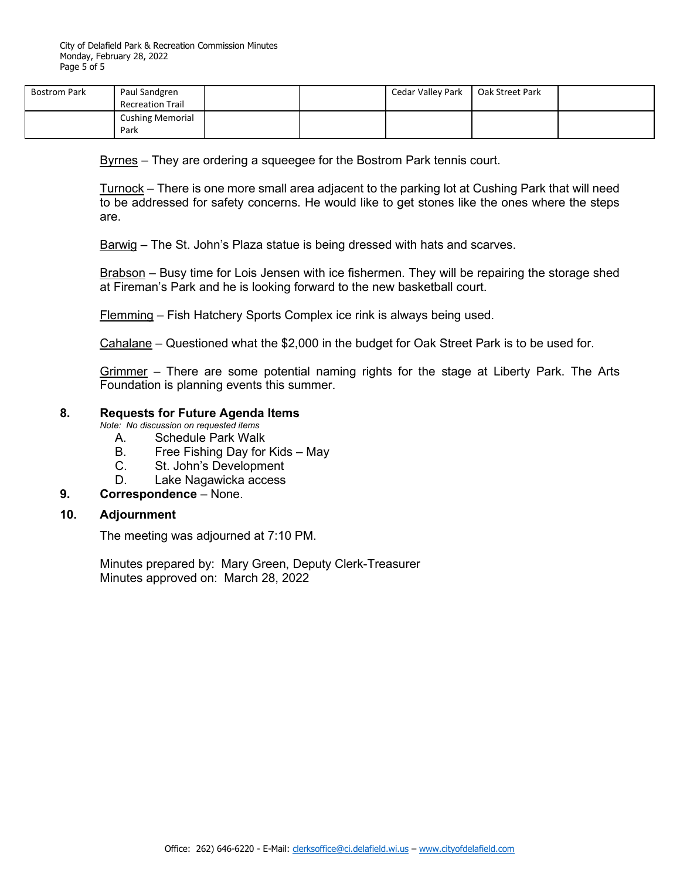| | | | | | | |
|---|---|---|---|---|---|---|
| Bostrom Park | Paul Sandgren Recreation Trail | | | Cedar Valley Park | Oak Street Park | |
| | Cushing Memorial Park | | | | | |

Byrnes – They are ordering a squeegee for the Bostrom Park tennis court.

Turnock – There is one more small area adjacent to the parking lot at Cushing Park that will need to be addressed for safety concerns. He would like to get stones like the ones where the steps are.

Barwig – The St. John's Plaza statue is being dressed with hats and scarves.

Brabson – Busy time for Lois Jensen with ice fishermen. They will be repairing the storage shed at Fireman's Park and he is looking forward to the new basketball court.

Flemming – Fish Hatchery Sports Complex ice rink is always being used.

Cahalane – Questioned what the $2,000 in the budget for Oak Street Park is to be used for.

Grimmer – There are some potential naming rights for the stage at Liberty Park. The Arts Foundation is planning events this summer.

**8. Requests for Future Agenda Items**

*Note: No discussion on requested items*

A. Schedule Park Walk
B. Free Fishing Day for Kids – May
C. St. John's Development
D. Lake Nagawicka access

**9. Correspondence** – None.

**10. Adjournment**

The meeting was adjourned at 7:10 PM.

Minutes prepared by: Mary Green, Deputy Clerk-Treasurer
Minutes approved on: March 28, 2022